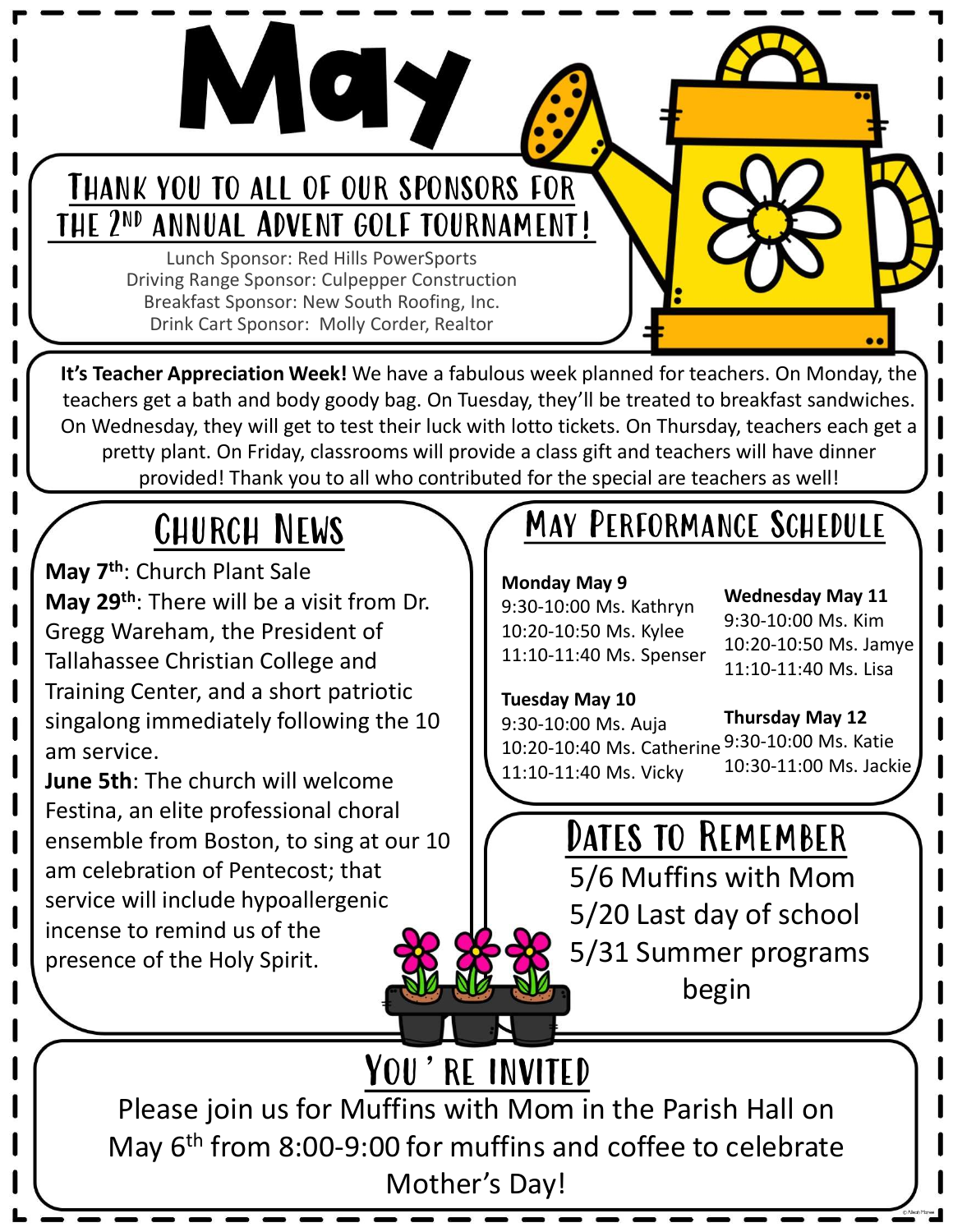# May

## Thank you to all of our sponsors for the 2nd annual Advent golf tournament!

Lunch Sponsor: Red Hills PowerSports
Driving Range Sponsor: Culpepper Construction
Breakfast Sponsor: New South Roofing, Inc.
Drink Cart Sponsor: Molly Corder, Realtor

**It's Teacher Appreciation Week!** We have a fabulous week planned for teachers. On Monday, the teachers get a bath and body goody bag. On Tuesday, they'll be treated to breakfast sandwiches. On Wednesday, they will get to test their luck with lotto tickets. On Thursday, teachers each get a pretty plant. On Friday, classrooms will provide a class gift and teachers will have dinner provided! Thank you to all who contributed for the special are teachers as well!

## Church News

**May 7th**: Church Plant Sale

**May 29th**: There will be a visit from Dr. Gregg Wareham, the President of Tallahassee Christian College and Training Center, and a short patriotic singalong immediately following the 10 am service.

**June 5th**: The church will welcome Festina, an elite professional choral ensemble from Boston, to sing at our 10 am celebration of Pentecost; that service will include hypoallergenic incense to remind us of the presence of the Holy Spirit.

## May Performance Schedule

**Monday May 9**
9:30-10:00 Ms. Kathryn
10:20-10:50 Ms. Kylee
11:10-11:40 Ms. Spenser

**Tuesday May 10**
9:30-10:00 Ms. Auja
10:20-10:40 Ms. Catherine
11:10-11:40 Ms. Vicky

**Wednesday May 11**
9:30-10:00 Ms. Kim
10:20-10:50 Ms. Jamye
11:10-11:40 Ms. Lisa

**Thursday May 12**
9:30-10:00 Ms. Katie
10:30-11:00 Ms. Jackie

## Dates to Remember

5/6 Muffins with Mom
5/20 Last day of school
5/31 Summer programs begin

## You're Invited

Please join us for Muffins with Mom in the Parish Hall on May 6th from 8:00-9:00 for muffins and coffee to celebrate Mother's Day!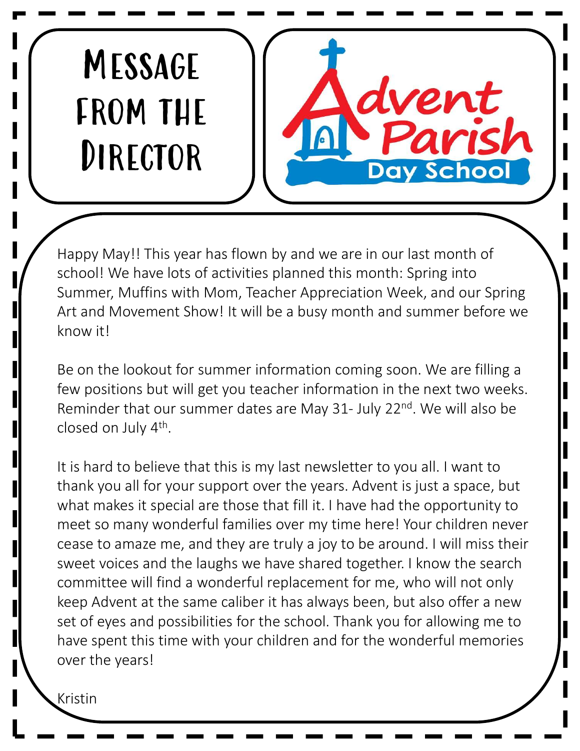# Message from the Director

Advent Parish Day School

Happy May!! This year has flown by and we are in our last month of school! We have lots of activities planned this month: Spring into Summer, Muffins with Mom, Teacher Appreciation Week, and our Spring Art and Movement Show! It will be a busy month and summer before we know it!

Be on the lookout for summer information coming soon. We are filling a few positions but will get you teacher information in the next two weeks. Reminder that our summer dates are May 31- July 22nd. We will also be closed on July 4th.

It is hard to believe that this is my last newsletter to you all. I want to thank you all for your support over the years. Advent is just a space, but what makes it special are those that fill it. I have had the opportunity to meet so many wonderful families over my time here! Your children never cease to amaze me, and they are truly a joy to be around. I will miss their sweet voices and the laughs we have shared together. I know the search committee will find a wonderful replacement for me, who will not only keep Advent at the same caliber it has always been, but also offer a new set of eyes and possibilities for the school. Thank you for allowing me to have spent this time with your children and for the wonderful memories over the years!

Kristin